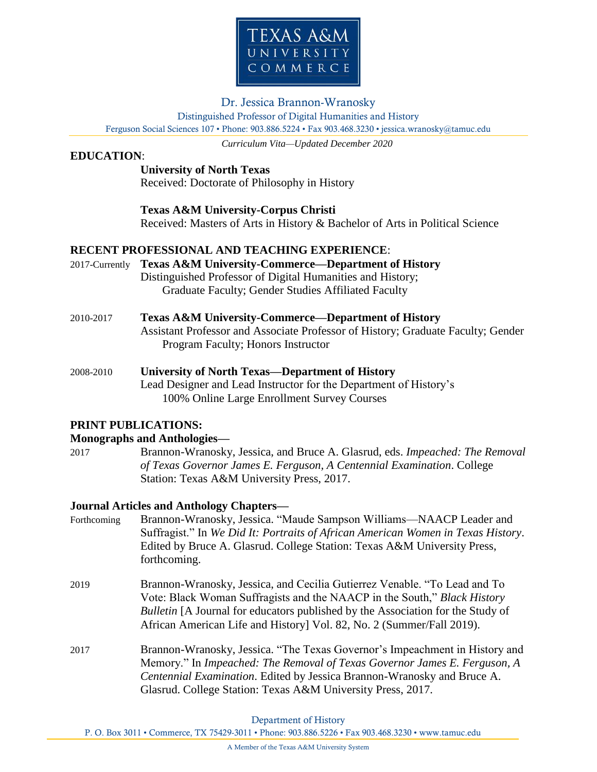Dr. Jessica Brannon-Wranosky

Distinguished Professor of Digital Humanities and History

Ferguson Social Sciences 107 • Phone: 903.886.5224 • Fax 903.468.3230 • jessica.wranosky@tamuc.edu

*Curriculum Vita—Updated December 2020*

## EDUCATION:

**University of North Texas**
Received: Doctorate of Philosophy in History

**Texas A&M University-Corpus Christi**
Received: Masters of Arts in History & Bachelor of Arts in Political Science

## RECENT PROFESSIONAL AND TEACHING EXPERIENCE:

2017-Currently **Texas A&M University-Commerce—Department of History**
Distinguished Professor of Digital Humanities and History;
Graduate Faculty; Gender Studies Affiliated Faculty

2010-2017 **Texas A&M University-Commerce—Department of History**
Assistant Professor and Associate Professor of History; Graduate Faculty; Gender Program Faculty; Honors Instructor

2008-2010 **University of North Texas—Department of History**
Lead Designer and Lead Instructor for the Department of History's 100% Online Large Enrollment Survey Courses

## PRINT PUBLICATIONS:

### Monographs and Anthologies—

2017 Brannon-Wranosky, Jessica, and Bruce A. Glasrud, eds. *Impeached: The Removal of Texas Governor James E. Ferguson, A Centennial Examination*. College Station: Texas A&M University Press, 2017.

### Journal Articles and Anthology Chapters—

Forthcoming Brannon-Wranosky, Jessica. "Maude Sampson Williams—NAACP Leader and Suffragist." In *We Did It: Portraits of African American Women in Texas History*. Edited by Bruce A. Glasrud. College Station: Texas A&M University Press, forthcoming.

2019 Brannon-Wranosky, Jessica, and Cecilia Gutierrez Venable. "To Lead and To Vote: Black Woman Suffragists and the NAACP in the South," *Black History Bulletin* [A Journal for educators published by the Association for the Study of African American Life and History] Vol. 82, No. 2 (Summer/Fall 2019).

2017 Brannon-Wranosky, Jessica. "The Texas Governor's Impeachment in History and Memory." In *Impeached: The Removal of Texas Governor James E. Ferguson, A Centennial Examination*. Edited by Jessica Brannon-Wranosky and Bruce A. Glasrud. College Station: Texas A&M University Press, 2017.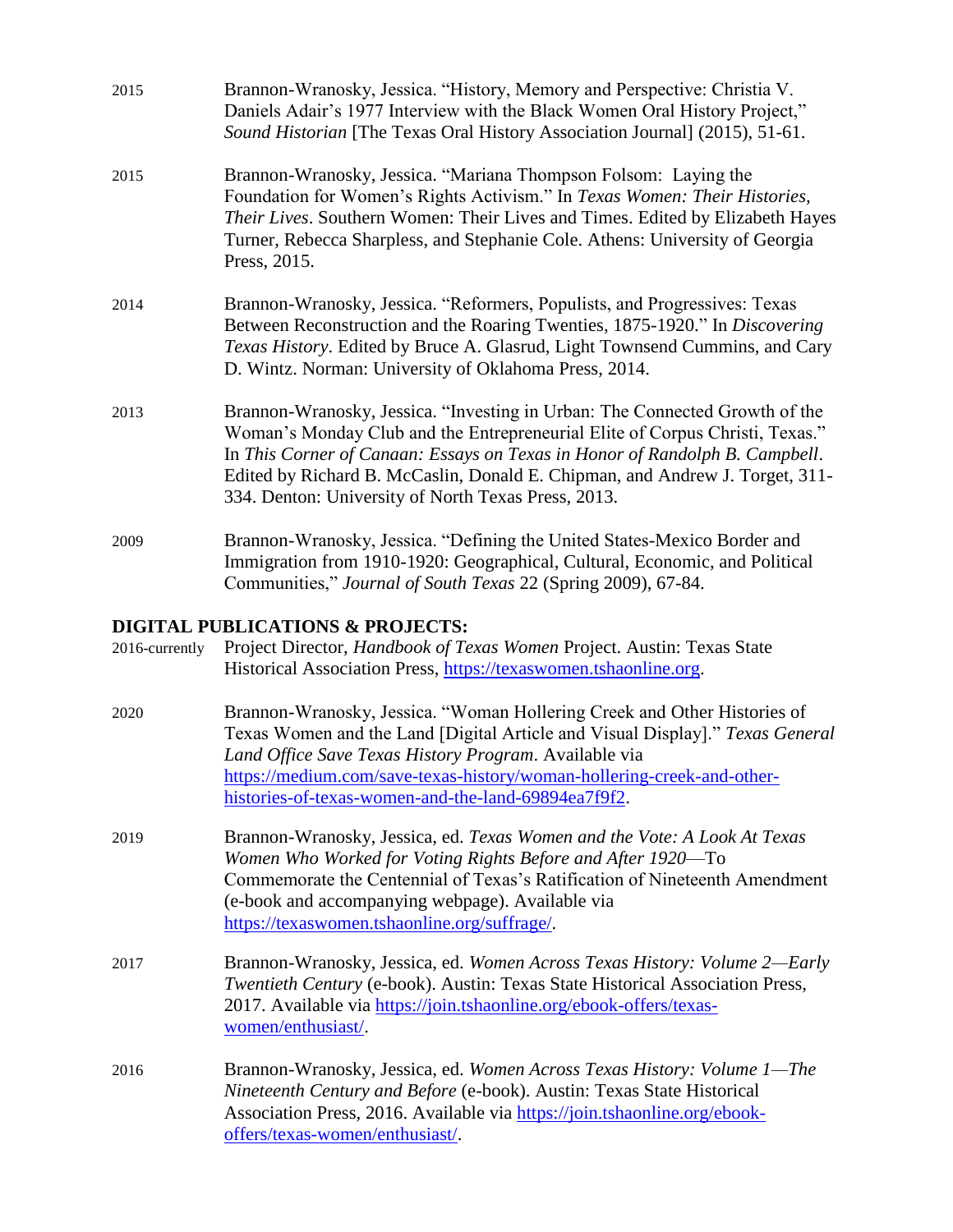2015 Brannon-Wranosky, Jessica. "History, Memory and Perspective: Christia V. Daniels Adair's 1977 Interview with the Black Women Oral History Project," *Sound Historian* [The Texas Oral History Association Journal] (2015), 51-61.

2015 Brannon-Wranosky, Jessica. "Mariana Thompson Folsom: Laying the Foundation for Women's Rights Activism." In *Texas Women: Their Histories, Their Lives*. Southern Women: Their Lives and Times. Edited by Elizabeth Hayes Turner, Rebecca Sharpless, and Stephanie Cole. Athens: University of Georgia Press, 2015.

2014 Brannon-Wranosky, Jessica. "Reformers, Populists, and Progressives: Texas Between Reconstruction and the Roaring Twenties, 1875-1920." In *Discovering Texas History*. Edited by Bruce A. Glasrud, Light Townsend Cummins, and Cary D. Wintz. Norman: University of Oklahoma Press, 2014.

2013 Brannon-Wranosky, Jessica. "Investing in Urban: The Connected Growth of the Woman's Monday Club and the Entrepreneurial Elite of Corpus Christi, Texas." In *This Corner of Canaan: Essays on Texas in Honor of Randolph B. Campbell*. Edited by Richard B. McCaslin, Donald E. Chipman, and Andrew J. Torget, 311-334. Denton: University of North Texas Press, 2013.

2009 Brannon-Wranosky, Jessica. "Defining the United States-Mexico Border and Immigration from 1910-1920: Geographical, Cultural, Economic, and Political Communities," *Journal of South Texas* 22 (Spring 2009), 67-84.

**DIGITAL PUBLICATIONS & PROJECTS:**

2016-currently Project Director, *Handbook of Texas Women* Project. Austin: Texas State Historical Association Press, https://texaswomen.tshaonline.org.

2020 Brannon-Wranosky, Jessica. "Woman Hollering Creek and Other Histories of Texas Women and the Land [Digital Article and Visual Display]." *Texas General Land Office Save Texas History Program*. Available via https://medium.com/save-texas-history/woman-hollering-creek-and-other-histories-of-texas-women-and-the-land-69894ea7f9f2.

2019 Brannon-Wranosky, Jessica, ed. *Texas Women and the Vote: A Look At Texas Women Who Worked for Voting Rights Before and After 1920*—To Commemorate the Centennial of Texas's Ratification of Nineteenth Amendment (e-book and accompanying webpage). Available via https://texaswomen.tshaonline.org/suffrage/.

2017 Brannon-Wranosky, Jessica, ed. *Women Across Texas History: Volume 2—Early Twentieth Century* (e-book). Austin: Texas State Historical Association Press, 2017. Available via https://join.tshaonline.org/ebook-offers/texas-women/enthusiast/.

2016 Brannon-Wranosky, Jessica, ed. *Women Across Texas History: Volume 1—The Nineteenth Century and Before* (e-book). Austin: Texas State Historical Association Press, 2016. Available via https://join.tshaonline.org/ebook-offers/texas-women/enthusiast/.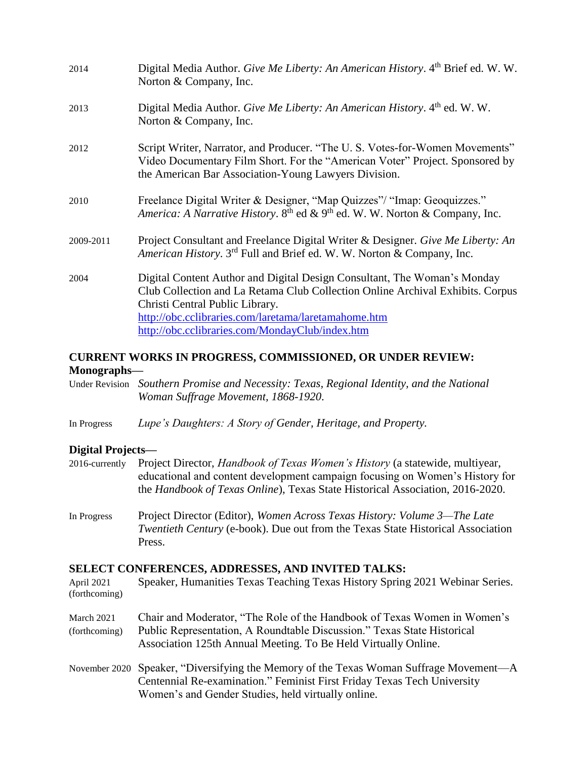2014 Digital Media Author. *Give Me Liberty: An American History*. 4th Brief ed. W. W. Norton & Company, Inc.

2013 Digital Media Author. *Give Me Liberty: An American History*. 4th ed. W. W. Norton & Company, Inc.

2012 Script Writer, Narrator, and Producer. "The U. S. Votes-for-Women Movements" Video Documentary Film Short. For the "American Voter" Project. Sponsored by the American Bar Association-Young Lawyers Division.

2010 Freelance Digital Writer & Designer, "Map Quizzes"/ "Imap: Geoquizzes." *America: A Narrative History*. 8th ed & 9th ed. W. W. Norton & Company, Inc.

2009-2011 Project Consultant and Freelance Digital Writer & Designer. *Give Me Liberty: An American History*. 3rd Full and Brief ed. W. W. Norton & Company, Inc.

2004 Digital Content Author and Digital Design Consultant, The Woman's Monday Club Collection and La Retama Club Collection Online Archival Exhibits. Corpus Christi Central Public Library.
http://obc.cclibraries.com/laretama/laretamahome.htm
http://obc.cclibraries.com/MondayClub/index.htm

### CURRENT WORKS IN PROGRESS, COMMISSIONED, OR UNDER REVIEW:

**Monographs—**

Under Revision *Southern Promise and Necessity: Texas, Regional Identity, and the National Woman Suffrage Movement, 1868-1920*.

In Progress *Lupe's Daughters: A Story of Gender, Heritage, and Property.*

**Digital Projects—**

2016-currently Project Director, *Handbook of Texas Women's History* (a statewide, multiyear, educational and content development campaign focusing on Women's History for the *Handbook of Texas Online*), Texas State Historical Association, 2016-2020.

In Progress Project Director (Editor), *Women Across Texas History: Volume 3—The Late Twentieth Century* (e-book). Due out from the Texas State Historical Association Press.

### SELECT CONFERENCES, ADDRESSES, AND INVITED TALKS:

April 2021 (forthcoming) Speaker, Humanities Texas Teaching Texas History Spring 2021 Webinar Series.

March 2021 (forthcoming) Chair and Moderator, "The Role of the Handbook of Texas Women in Women's Public Representation, A Roundtable Discussion." Texas State Historical Association 125th Annual Meeting. To Be Held Virtually Online.

November 2020 Speaker, "Diversifying the Memory of the Texas Woman Suffrage Movement—A Centennial Re-examination." Feminist First Friday Texas Tech University Women's and Gender Studies, held virtually online.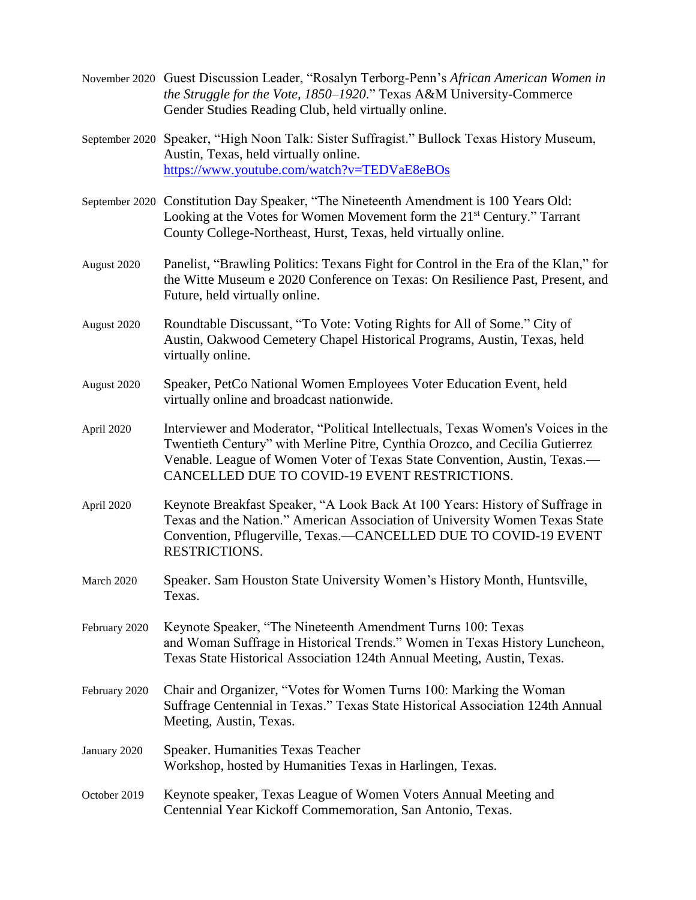November 2020 Guest Discussion Leader, "Rosalyn Terborg-Penn's *African American Women in the Struggle for the Vote, 1850–1920*." Texas A&M University-Commerce Gender Studies Reading Club, held virtually online.

September 2020 Speaker, "High Noon Talk: Sister Suffragist." Bullock Texas History Museum, Austin, Texas, held virtually online. https://www.youtube.com/watch?v=TEDVaE8eBOs

September 2020 Constitution Day Speaker, "The Nineteenth Amendment is 100 Years Old: Looking at the Votes for Women Movement form the 21st Century." Tarrant County College-Northeast, Hurst, Texas, held virtually online.

August 2020 Panelist, "Brawling Politics: Texans Fight for Control in the Era of the Klan," for the Witte Museum e 2020 Conference on Texas: On Resilience Past, Present, and Future, held virtually online.

August 2020 Roundtable Discussant, "To Vote: Voting Rights for All of Some." City of Austin, Oakwood Cemetery Chapel Historical Programs, Austin, Texas, held virtually online.

August 2020 Speaker, PetCo National Women Employees Voter Education Event, held virtually online and broadcast nationwide.

April 2020 Interviewer and Moderator, "Political Intellectuals, Texas Women's Voices in the Twentieth Century" with Merline Pitre, Cynthia Orozco, and Cecilia Gutierrez Venable. League of Women Voter of Texas State Convention, Austin, Texas.—CANCELLED DUE TO COVID-19 EVENT RESTRICTIONS.

April 2020 Keynote Breakfast Speaker, "A Look Back At 100 Years: History of Suffrage in Texas and the Nation." American Association of University Women Texas State Convention, Pflugerville, Texas.—CANCELLED DUE TO COVID-19 EVENT RESTRICTIONS.

March 2020 Speaker. Sam Houston State University Women's History Month, Huntsville, Texas.

February 2020 Keynote Speaker, "The Nineteenth Amendment Turns 100: Texas and Woman Suffrage in Historical Trends." Women in Texas History Luncheon, Texas State Historical Association 124th Annual Meeting, Austin, Texas.

February 2020 Chair and Organizer, "Votes for Women Turns 100: Marking the Woman Suffrage Centennial in Texas." Texas State Historical Association 124th Annual Meeting, Austin, Texas.

January 2020 Speaker. Humanities Texas Teacher Workshop, hosted by Humanities Texas in Harlingen, Texas.

October 2019 Keynote speaker, Texas League of Women Voters Annual Meeting and Centennial Year Kickoff Commemoration, San Antonio, Texas.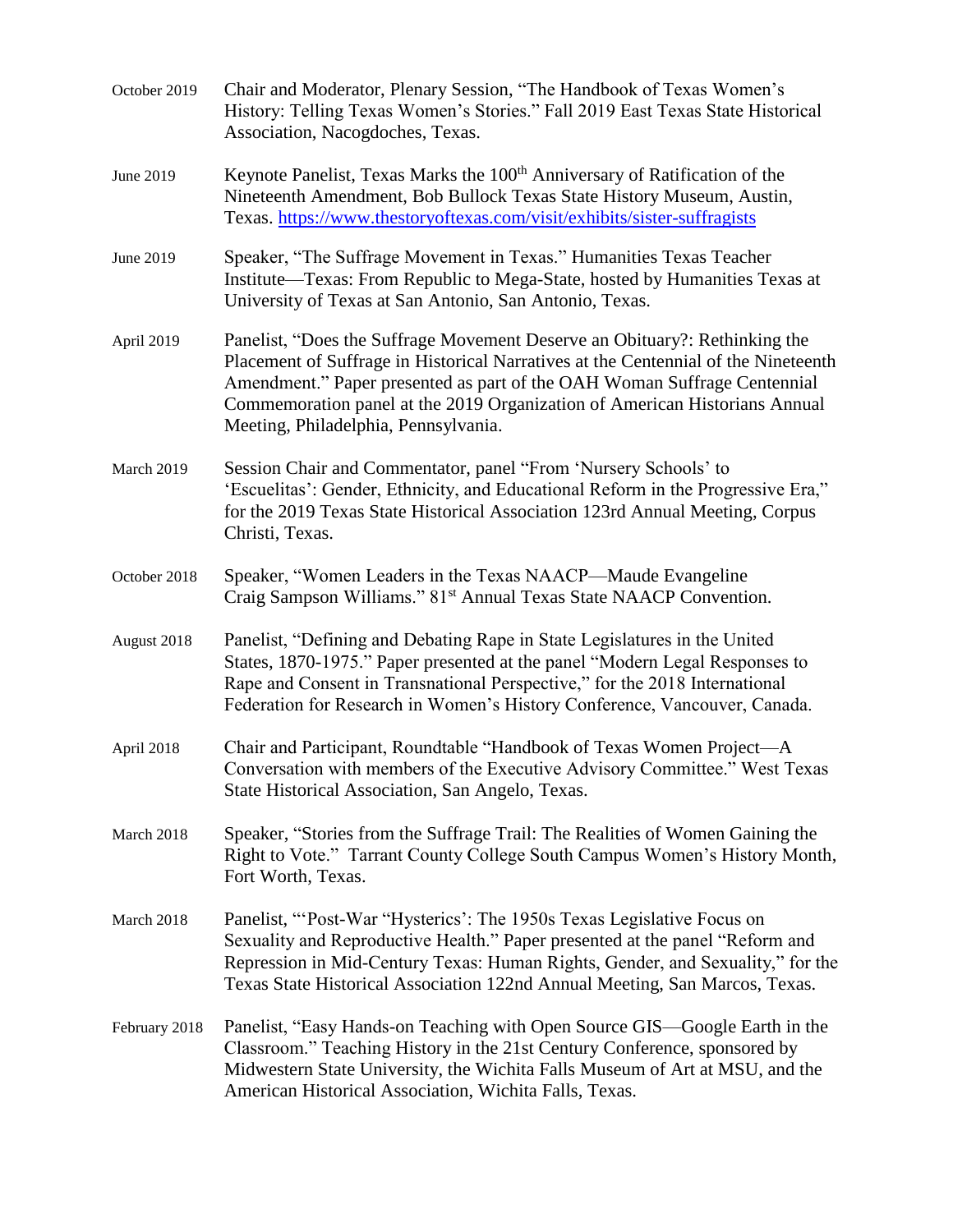October 2019 Chair and Moderator, Plenary Session, "The Handbook of Texas Women's History: Telling Texas Women's Stories." Fall 2019 East Texas State Historical Association, Nacogdoches, Texas.

June 2019 Keynote Panelist, Texas Marks the 100th Anniversary of Ratification of the Nineteenth Amendment, Bob Bullock Texas State History Museum, Austin, Texas. https://www.thestoryoftexas.com/visit/exhibits/sister-suffragists

June 2019 Speaker, "The Suffrage Movement in Texas." Humanities Texas Teacher Institute—Texas: From Republic to Mega-State, hosted by Humanities Texas at University of Texas at San Antonio, San Antonio, Texas.

April 2019 Panelist, "Does the Suffrage Movement Deserve an Obituary?: Rethinking the Placement of Suffrage in Historical Narratives at the Centennial of the Nineteenth Amendment." Paper presented as part of the OAH Woman Suffrage Centennial Commemoration panel at the 2019 Organization of American Historians Annual Meeting, Philadelphia, Pennsylvania.

March 2019 Session Chair and Commentator, panel "From 'Nursery Schools' to 'Escuelitas': Gender, Ethnicity, and Educational Reform in the Progressive Era," for the 2019 Texas State Historical Association 123rd Annual Meeting, Corpus Christi, Texas.

October 2018 Speaker, "Women Leaders in the Texas NAACP—Maude Evangeline Craig Sampson Williams." 81st Annual Texas State NAACP Convention.

August 2018 Panelist, "Defining and Debating Rape in State Legislatures in the United States, 1870-1975." Paper presented at the panel "Modern Legal Responses to Rape and Consent in Transnational Perspective," for the 2018 International Federation for Research in Women's History Conference, Vancouver, Canada.

April 2018 Chair and Participant, Roundtable "Handbook of Texas Women Project—A Conversation with members of the Executive Advisory Committee." West Texas State Historical Association, San Angelo, Texas.

March 2018 Speaker, "Stories from the Suffrage Trail: The Realities of Women Gaining the Right to Vote." Tarrant County College South Campus Women's History Month, Fort Worth, Texas.

March 2018 Panelist, "'Post-War "Hysterics': The 1950s Texas Legislative Focus on Sexuality and Reproductive Health." Paper presented at the panel "Reform and Repression in Mid-Century Texas: Human Rights, Gender, and Sexuality," for the Texas State Historical Association 122nd Annual Meeting, San Marcos, Texas.

February 2018 Panelist, "Easy Hands-on Teaching with Open Source GIS—Google Earth in the Classroom." Teaching History in the 21st Century Conference, sponsored by Midwestern State University, the Wichita Falls Museum of Art at MSU, and the American Historical Association, Wichita Falls, Texas.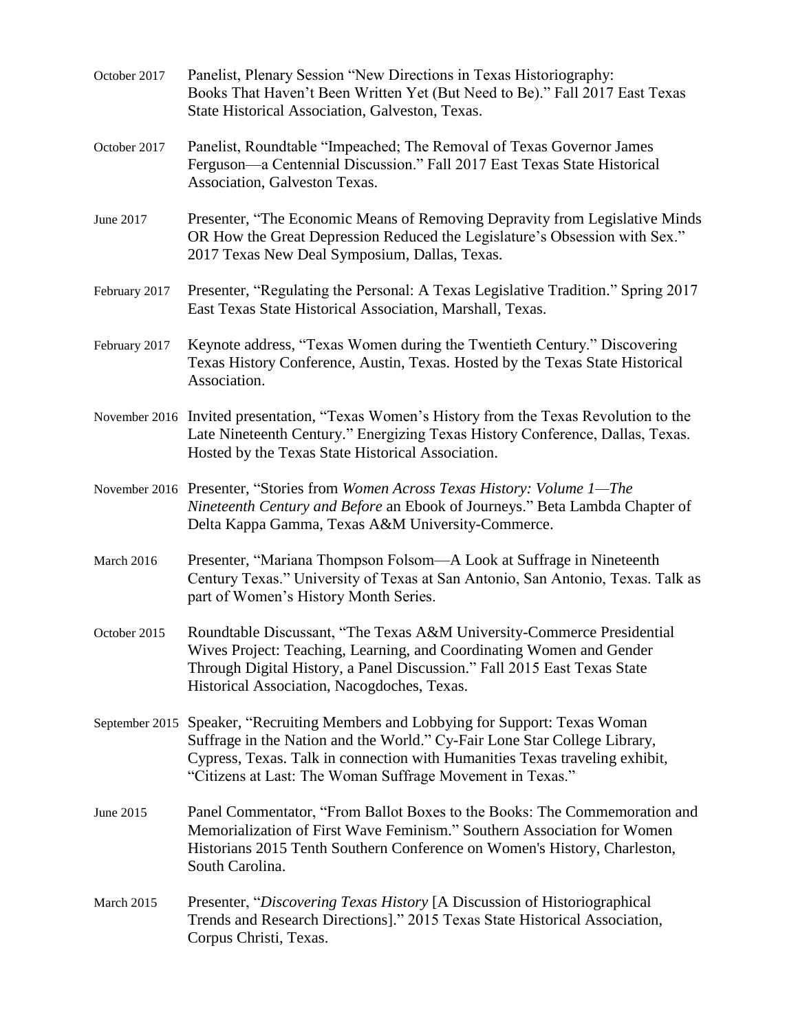October 2017 Panelist, Plenary Session "New Directions in Texas Historiography: Books That Haven't Been Written Yet (But Need to Be)." Fall 2017 East Texas State Historical Association, Galveston, Texas.

October 2017 Panelist, Roundtable "Impeached; The Removal of Texas Governor James Ferguson—a Centennial Discussion." Fall 2017 East Texas State Historical Association, Galveston Texas.

June 2017 Presenter, "The Economic Means of Removing Depravity from Legislative Minds OR How the Great Depression Reduced the Legislature's Obsession with Sex." 2017 Texas New Deal Symposium, Dallas, Texas.

February 2017 Presenter, "Regulating the Personal: A Texas Legislative Tradition." Spring 2017 East Texas State Historical Association, Marshall, Texas.

February 2017 Keynote address, "Texas Women during the Twentieth Century." Discovering Texas History Conference, Austin, Texas. Hosted by the Texas State Historical Association.

November 2016 Invited presentation, "Texas Women's History from the Texas Revolution to the Late Nineteenth Century." Energizing Texas History Conference, Dallas, Texas. Hosted by the Texas State Historical Association.

November 2016 Presenter, "Stories from *Women Across Texas History: Volume 1—The Nineteenth Century and Before* an Ebook of Journeys." Beta Lambda Chapter of Delta Kappa Gamma, Texas A&M University-Commerce.

March 2016 Presenter, "Mariana Thompson Folsom—A Look at Suffrage in Nineteenth Century Texas." University of Texas at San Antonio, San Antonio, Texas. Talk as part of Women's History Month Series.

October 2015 Roundtable Discussant, "The Texas A&M University-Commerce Presidential Wives Project: Teaching, Learning, and Coordinating Women and Gender Through Digital History, a Panel Discussion." Fall 2015 East Texas State Historical Association, Nacogdoches, Texas.

September 2015 Speaker, "Recruiting Members and Lobbying for Support: Texas Woman Suffrage in the Nation and the World." Cy-Fair Lone Star College Library, Cypress, Texas. Talk in connection with Humanities Texas traveling exhibit, "Citizens at Last: The Woman Suffrage Movement in Texas."

June 2015 Panel Commentator, "From Ballot Boxes to the Books: The Commemoration and Memorialization of First Wave Feminism." Southern Association for Women Historians 2015 Tenth Southern Conference on Women's History, Charleston, South Carolina.

March 2015 Presenter, "*Discovering Texas History* [A Discussion of Historiographical Trends and Research Directions]." 2015 Texas State Historical Association, Corpus Christi, Texas.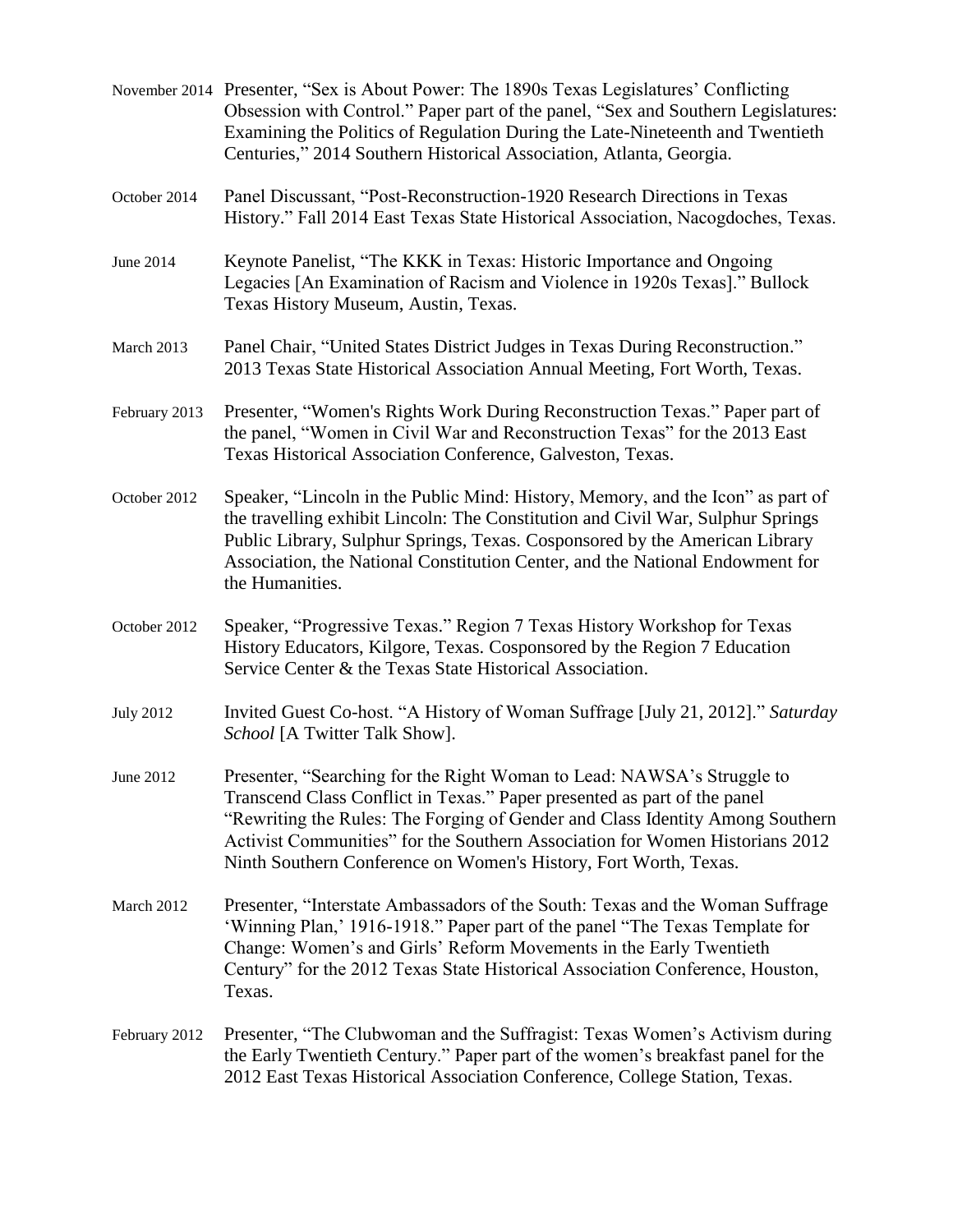November 2014 Presenter, "Sex is About Power: The 1890s Texas Legislatures' Conflicting Obsession with Control." Paper part of the panel, "Sex and Southern Legislatures: Examining the Politics of Regulation During the Late-Nineteenth and Twentieth Centuries," 2014 Southern Historical Association, Atlanta, Georgia.

October 2014 Panel Discussant, "Post-Reconstruction-1920 Research Directions in Texas History." Fall 2014 East Texas State Historical Association, Nacogdoches, Texas.

June 2014 Keynote Panelist, "The KKK in Texas: Historic Importance and Ongoing Legacies [An Examination of Racism and Violence in 1920s Texas]." Bullock Texas History Museum, Austin, Texas.

March 2013 Panel Chair, "United States District Judges in Texas During Reconstruction." 2013 Texas State Historical Association Annual Meeting, Fort Worth, Texas.

February 2013 Presenter, "Women's Rights Work During Reconstruction Texas." Paper part of the panel, "Women in Civil War and Reconstruction Texas" for the 2013 East Texas Historical Association Conference, Galveston, Texas.

October 2012 Speaker, "Lincoln in the Public Mind: History, Memory, and the Icon" as part of the travelling exhibit Lincoln: The Constitution and Civil War, Sulphur Springs Public Library, Sulphur Springs, Texas. Cosponsored by the American Library Association, the National Constitution Center, and the National Endowment for the Humanities.

October 2012 Speaker, "Progressive Texas." Region 7 Texas History Workshop for Texas History Educators, Kilgore, Texas. Cosponsored by the Region 7 Education Service Center & the Texas State Historical Association.

July 2012 Invited Guest Co-host. "A History of Woman Suffrage [July 21, 2012]." *Saturday School* [A Twitter Talk Show].

June 2012 Presenter, "Searching for the Right Woman to Lead: NAWSA's Struggle to Transcend Class Conflict in Texas." Paper presented as part of the panel "Rewriting the Rules: The Forging of Gender and Class Identity Among Southern Activist Communities" for the Southern Association for Women Historians 2012 Ninth Southern Conference on Women's History, Fort Worth, Texas.

March 2012 Presenter, "Interstate Ambassadors of the South: Texas and the Woman Suffrage 'Winning Plan,' 1916-1918." Paper part of the panel "The Texas Template for Change: Women's and Girls' Reform Movements in the Early Twentieth Century" for the 2012 Texas State Historical Association Conference, Houston, Texas.

February 2012 Presenter, "The Clubwoman and the Suffragist: Texas Women's Activism during the Early Twentieth Century." Paper part of the women's breakfast panel for the 2012 East Texas Historical Association Conference, College Station, Texas.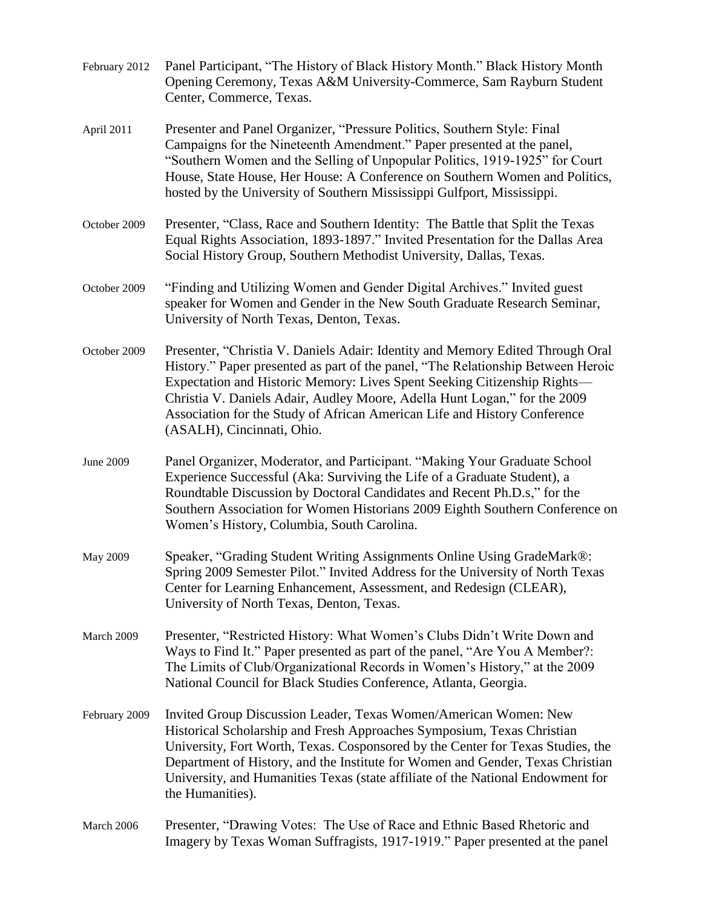February 2012 Panel Participant, "The History of Black History Month." Black History Month Opening Ceremony, Texas A&M University-Commerce, Sam Rayburn Student Center, Commerce, Texas.

April 2011 Presenter and Panel Organizer, "Pressure Politics, Southern Style: Final Campaigns for the Nineteenth Amendment." Paper presented at the panel, "Southern Women and the Selling of Unpopular Politics, 1919-1925" for Court House, State House, Her House: A Conference on Southern Women and Politics, hosted by the University of Southern Mississippi Gulfport, Mississippi.

October 2009 Presenter, "Class, Race and Southern Identity: The Battle that Split the Texas Equal Rights Association, 1893-1897." Invited Presentation for the Dallas Area Social History Group, Southern Methodist University, Dallas, Texas.

October 2009 "Finding and Utilizing Women and Gender Digital Archives." Invited guest speaker for Women and Gender in the New South Graduate Research Seminar, University of North Texas, Denton, Texas.

October 2009 Presenter, "Christia V. Daniels Adair: Identity and Memory Edited Through Oral History." Paper presented as part of the panel, "The Relationship Between Heroic Expectation and Historic Memory: Lives Spent Seeking Citizenship Rights— Christia V. Daniels Adair, Audley Moore, Adella Hunt Logan," for the 2009 Association for the Study of African American Life and History Conference (ASALH), Cincinnati, Ohio.

June 2009 Panel Organizer, Moderator, and Participant. "Making Your Graduate School Experience Successful (Aka: Surviving the Life of a Graduate Student), a Roundtable Discussion by Doctoral Candidates and Recent Ph.D.s," for the Southern Association for Women Historians 2009 Eighth Southern Conference on Women's History, Columbia, South Carolina.

May 2009 Speaker, "Grading Student Writing Assignments Online Using GradeMark®: Spring 2009 Semester Pilot." Invited Address for the University of North Texas Center for Learning Enhancement, Assessment, and Redesign (CLEAR), University of North Texas, Denton, Texas.

March 2009 Presenter, "Restricted History: What Women's Clubs Didn't Write Down and Ways to Find It." Paper presented as part of the panel, "Are You A Member?: The Limits of Club/Organizational Records in Women's History," at the 2009 National Council for Black Studies Conference, Atlanta, Georgia.

February 2009 Invited Group Discussion Leader, Texas Women/American Women: New Historical Scholarship and Fresh Approaches Symposium, Texas Christian University, Fort Worth, Texas. Cosponsored by the Center for Texas Studies, the Department of History, and the Institute for Women and Gender, Texas Christian University, and Humanities Texas (state affiliate of the National Endowment for the Humanities).

March 2006 Presenter, "Drawing Votes: The Use of Race and Ethnic Based Rhetoric and Imagery by Texas Woman Suffragists, 1917-1919." Paper presented at the panel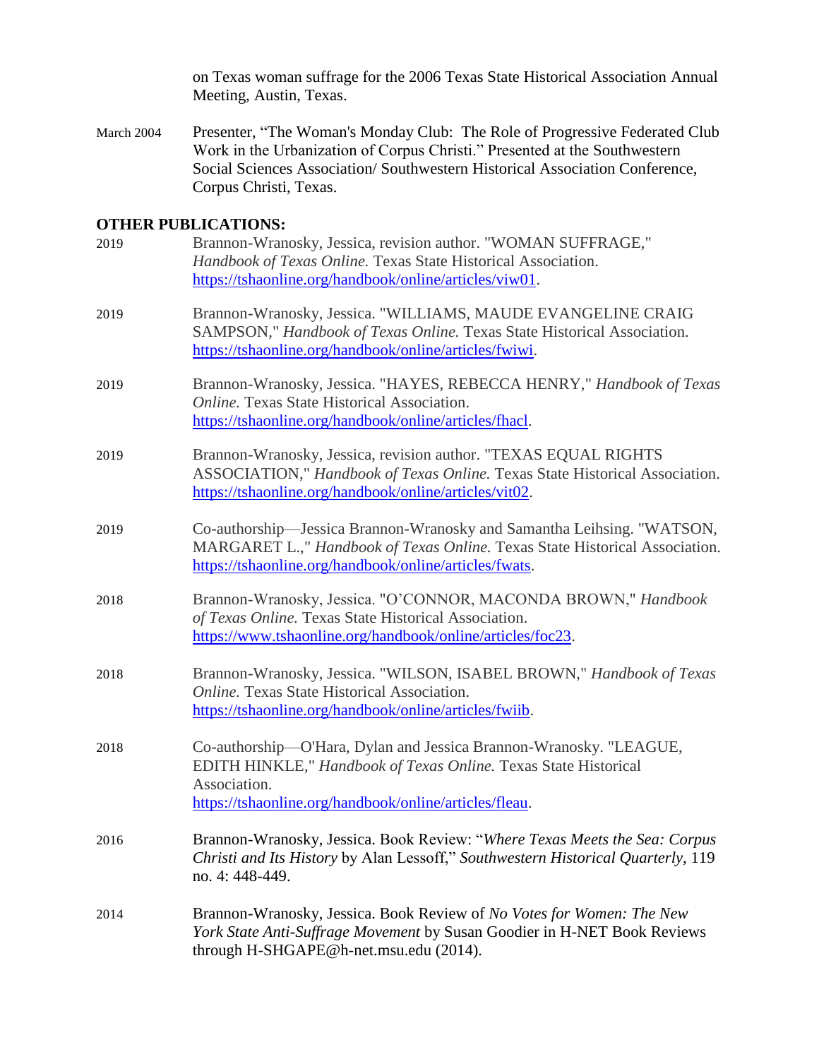on Texas woman suffrage for the 2006 Texas State Historical Association Annual Meeting, Austin, Texas.

March 2004 Presenter, "The Woman's Monday Club: The Role of Progressive Federated Club Work in the Urbanization of Corpus Christi." Presented at the Southwestern Social Sciences Association/ Southwestern Historical Association Conference, Corpus Christi, Texas.

**OTHER PUBLICATIONS:**

2019 Brannon-Wranosky, Jessica, revision author. "WOMAN SUFFRAGE," *Handbook of Texas Online.* Texas State Historical Association. https://tshaonline.org/handbook/online/articles/viw01.

2019 Brannon-Wranosky, Jessica. "WILLIAMS, MAUDE EVANGELINE CRAIG SAMPSON," *Handbook of Texas Online.* Texas State Historical Association. https://tshaonline.org/handbook/online/articles/fwiwi.

2019 Brannon-Wranosky, Jessica. "HAYES, REBECCA HENRY," *Handbook of Texas Online.* Texas State Historical Association. https://tshaonline.org/handbook/online/articles/fhacl.

2019 Brannon-Wranosky, Jessica, revision author. "TEXAS EQUAL RIGHTS ASSOCIATION," *Handbook of Texas Online.* Texas State Historical Association. https://tshaonline.org/handbook/online/articles/vit02.

2019 Co-authorship—Jessica Brannon-Wranosky and Samantha Leihsing. "WATSON, MARGARET L.," *Handbook of Texas Online.* Texas State Historical Association. https://tshaonline.org/handbook/online/articles/fwats.

2018 Brannon-Wranosky, Jessica. "O'CONNOR, MACONDA BROWN," *Handbook of Texas Online.* Texas State Historical Association. https://www.tshaonline.org/handbook/online/articles/foc23.

2018 Brannon-Wranosky, Jessica. "WILSON, ISABEL BROWN," *Handbook of Texas Online.* Texas State Historical Association. https://tshaonline.org/handbook/online/articles/fwiib.

2018 Co-authorship—O'Hara, Dylan and Jessica Brannon-Wranosky. "LEAGUE, EDITH HINKLE," *Handbook of Texas Online.* Texas State Historical Association. https://tshaonline.org/handbook/online/articles/fleau.

2016 Brannon-Wranosky, Jessica. Book Review: "*Where Texas Meets the Sea: Corpus Christi and Its History* by Alan Lessoff," *Southwestern Historical Quarterly*, 119 no. 4: 448-449.

2014 Brannon-Wranosky, Jessica. Book Review of *No Votes for Women: The New York State Anti-Suffrage Movement* by Susan Goodier in H-NET Book Reviews through H-SHGAPE@h-net.msu.edu (2014).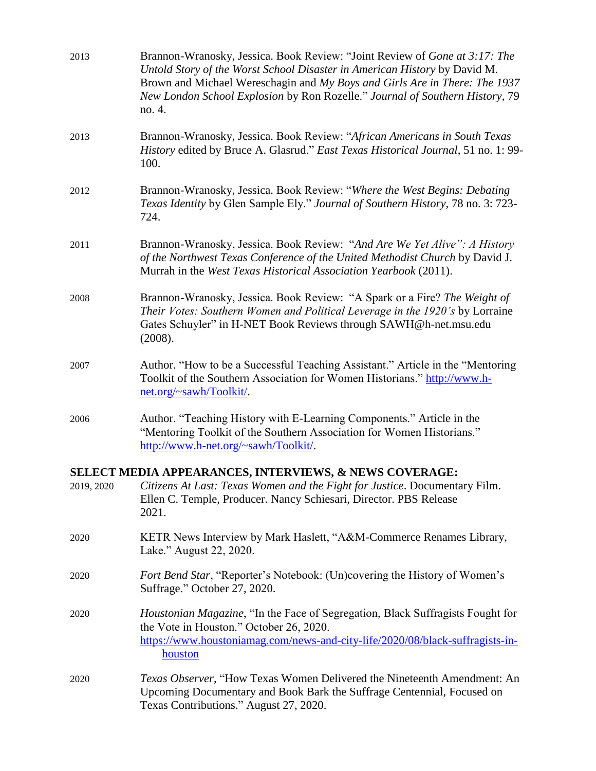2013 Brannon-Wranosky, Jessica. Book Review: "Joint Review of *Gone at 3:17: The Untold Story of the Worst School Disaster in American History* by David M. Brown and Michael Wereschagin and *My Boys and Girls Are in There: The 1937 New London School Explosion* by Ron Rozelle." *Journal of Southern History*, 79 no. 4.

2013 Brannon-Wranosky, Jessica. Book Review: "*African Americans in South Texas History* edited by Bruce A. Glasrud." *East Texas Historical Journal*, 51 no. 1: 99-100.

2012 Brannon-Wranosky, Jessica. Book Review: "*Where the West Begins: Debating Texas Identity* by Glen Sample Ely." *Journal of Southern History*, 78 no. 3: 723-724.

2011 Brannon-Wranosky, Jessica. Book Review: "*And Are We Yet Alive": A History of the Northwest Texas Conference of the United Methodist Church* by David J. Murrah in the *West Texas Historical Association Yearbook* (2011).

2008 Brannon-Wranosky, Jessica. Book Review: "A Spark or a Fire? *The Weight of Their Votes: Southern Women and Political Leverage in the 1920's* by Lorraine Gates Schuyler" in H-NET Book Reviews through SAWH@h-net.msu.edu (2008).

2007 Author. "How to be a Successful Teaching Assistant." Article in the "Mentoring Toolkit of the Southern Association for Women Historians." http://www.h-net.org/~sawh/Toolkit/.

2006 Author. "Teaching History with E-Learning Components." Article in the "Mentoring Toolkit of the Southern Association for Women Historians." http://www.h-net.org/~sawh/Toolkit/.

## SELECT MEDIA APPEARANCES, INTERVIEWS, & NEWS COVERAGE:

2019, 2020 *Citizens At Last: Texas Women and the Fight for Justice*. Documentary Film. Ellen C. Temple, Producer. Nancy Schiesari, Director. PBS Release 2021.

2020 KETR News Interview by Mark Haslett, "A&M-Commerce Renames Library, Lake." August 22, 2020.

2020 *Fort Bend Star*, "Reporter's Notebook: (Un)covering the History of Women's Suffrage." October 27, 2020.

2020 *Houstonian Magazine*, "In the Face of Segregation, Black Suffragists Fought for the Vote in Houston." October 26, 2020. https://www.houstoniamag.com/news-and-city-life/2020/08/black-suffragists-in-houston

2020 *Texas Observer*, "How Texas Women Delivered the Nineteenth Amendment: An Upcoming Documentary and Book Bark the Suffrage Centennial, Focused on Texas Contributions." August 27, 2020.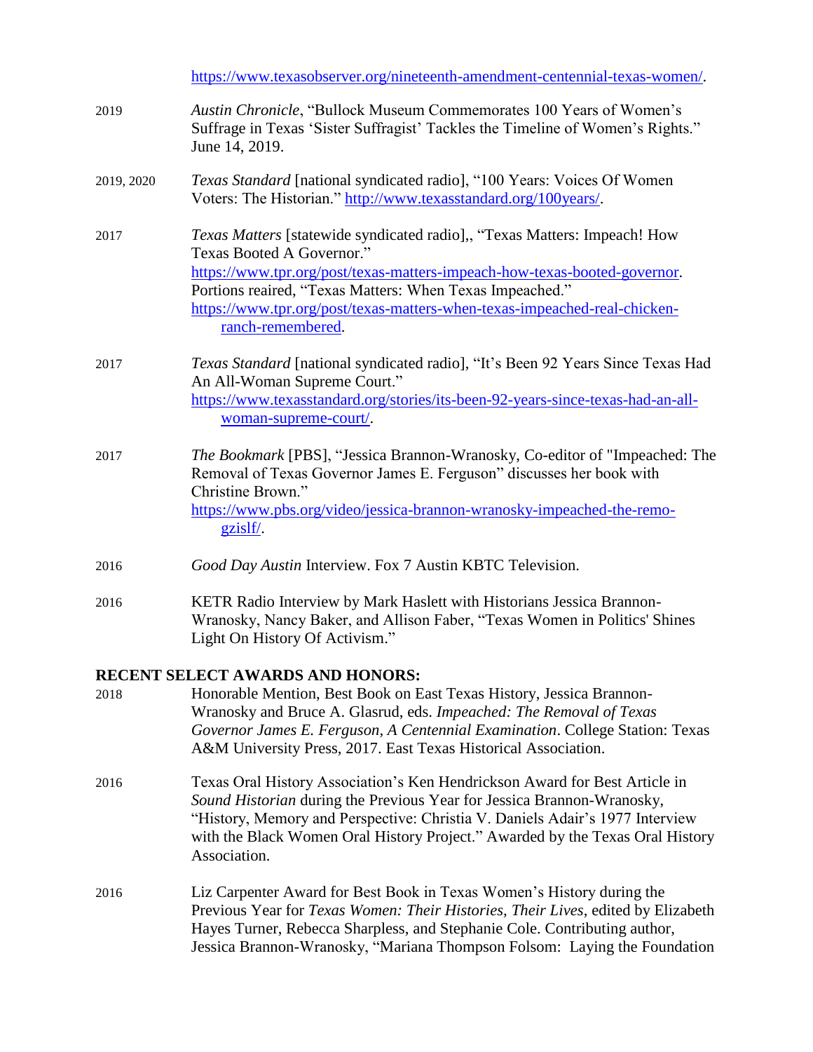https://www.texasobserver.org/nineteenth-amendment-centennial-texas-women/.

2019 *Austin Chronicle*, "Bullock Museum Commemorates 100 Years of Women's Suffrage in Texas 'Sister Suffragist' Tackles the Timeline of Women's Rights." June 14, 2019.

2019, 2020 *Texas Standard* [national syndicated radio], "100 Years: Voices Of Women Voters: The Historian." http://www.texasstandard.org/100years/.

2017 *Texas Matters* [statewide syndicated radio],, "Texas Matters: Impeach! How Texas Booted A Governor." https://www.tpr.org/post/texas-matters-impeach-how-texas-booted-governor. Portions reaired, "Texas Matters: When Texas Impeached." https://www.tpr.org/post/texas-matters-when-texas-impeached-real-chicken-ranch-remembered.

2017 *Texas Standard* [national syndicated radio], "It's Been 92 Years Since Texas Had An All-Woman Supreme Court." https://www.texasstandard.org/stories/its-been-92-years-since-texas-had-an-all-woman-supreme-court/.

2017 *The Bookmark* [PBS], "Jessica Brannon-Wranosky, Co-editor of "Impeached: The Removal of Texas Governor James E. Ferguson" discusses her book with Christine Brown." https://www.pbs.org/video/jessica-brannon-wranosky-impeached-the-remo-gzislf/.

2016 *Good Day Austin* Interview. Fox 7 Austin KBTC Television.

2016 KETR Radio Interview by Mark Haslett with Historians Jessica Brannon-Wranosky, Nancy Baker, and Allison Faber, "Texas Women in Politics' Shines Light On History Of Activism."

**RECENT SELECT AWARDS AND HONORS:**

2018 Honorable Mention, Best Book on East Texas History, Jessica Brannon-Wranosky and Bruce A. Glasrud, eds. *Impeached: The Removal of Texas Governor James E. Ferguson, A Centennial Examination*. College Station: Texas A&M University Press, 2017. East Texas Historical Association.

2016 Texas Oral History Association's Ken Hendrickson Award for Best Article in *Sound Historian* during the Previous Year for Jessica Brannon-Wranosky, "History, Memory and Perspective: Christia V. Daniels Adair's 1977 Interview with the Black Women Oral History Project." Awarded by the Texas Oral History Association.

2016 Liz Carpenter Award for Best Book in Texas Women's History during the Previous Year for *Texas Women: Their Histories, Their Lives*, edited by Elizabeth Hayes Turner, Rebecca Sharpless, and Stephanie Cole. Contributing author, Jessica Brannon-Wranosky, "Mariana Thompson Folsom: Laying the Foundation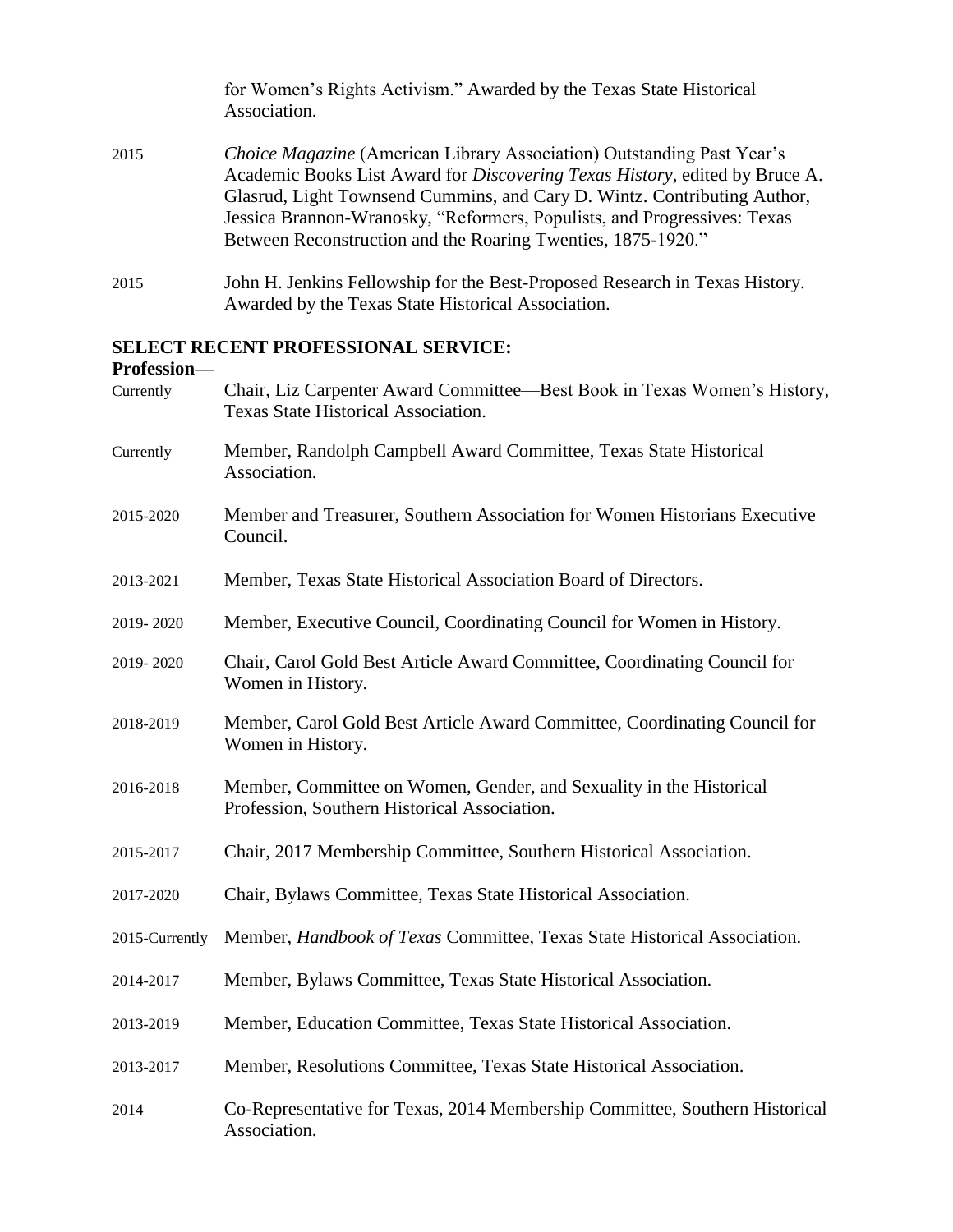for Women's Rights Activism." Awarded by the Texas State Historical Association.

2015 *Choice Magazine* (American Library Association) Outstanding Past Year's Academic Books List Award for *Discovering Texas History*, edited by Bruce A. Glasrud, Light Townsend Cummins, and Cary D. Wintz. Contributing Author, Jessica Brannon-Wranosky, "Reformers, Populists, and Progressives: Texas Between Reconstruction and the Roaring Twenties, 1875-1920."

2015 John H. Jenkins Fellowship for the Best-Proposed Research in Texas History. Awarded by the Texas State Historical Association.

## SELECT RECENT PROFESSIONAL SERVICE:

**Profession—**

Currently Chair, Liz Carpenter Award Committee—Best Book in Texas Women's History, Texas State Historical Association.

Currently Member, Randolph Campbell Award Committee, Texas State Historical Association.

2015-2020 Member and Treasurer, Southern Association for Women Historians Executive Council.

2013-2021 Member, Texas State Historical Association Board of Directors.

2019- 2020 Member, Executive Council, Coordinating Council for Women in History.

2019- 2020 Chair, Carol Gold Best Article Award Committee, Coordinating Council for Women in History.

2018-2019 Member, Carol Gold Best Article Award Committee, Coordinating Council for Women in History.

2016-2018 Member, Committee on Women, Gender, and Sexuality in the Historical Profession, Southern Historical Association.

2015-2017 Chair, 2017 Membership Committee, Southern Historical Association.

2017-2020 Chair, Bylaws Committee, Texas State Historical Association.

2015-Currently Member, *Handbook of Texas* Committee, Texas State Historical Association.

2014-2017 Member, Bylaws Committee, Texas State Historical Association.

2013-2019 Member, Education Committee, Texas State Historical Association.

2013-2017 Member, Resolutions Committee, Texas State Historical Association.

2014 Co-Representative for Texas, 2014 Membership Committee, Southern Historical Association.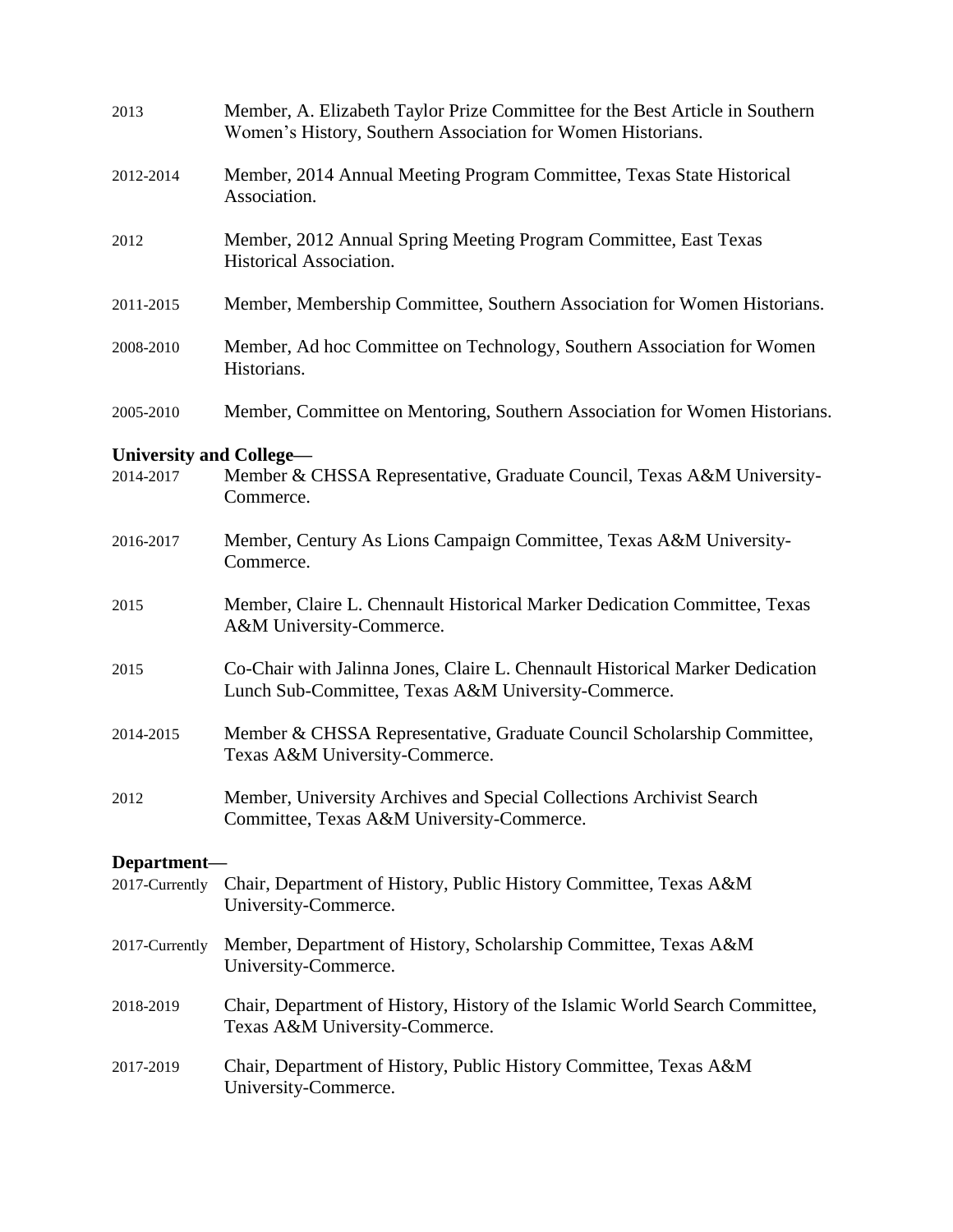2013 Member, A. Elizabeth Taylor Prize Committee for the Best Article in Southern Women's History, Southern Association for Women Historians.

2012-2014 Member, 2014 Annual Meeting Program Committee, Texas State Historical Association.

2012 Member, 2012 Annual Spring Meeting Program Committee, East Texas Historical Association.

2011-2015 Member, Membership Committee, Southern Association for Women Historians.

2008-2010 Member, Ad hoc Committee on Technology, Southern Association for Women Historians.

2005-2010 Member, Committee on Mentoring, Southern Association for Women Historians.

**University and College—**

2014-2017 Member & CHSSA Representative, Graduate Council, Texas A&M University-Commerce.

2016-2017 Member, Century As Lions Campaign Committee, Texas A&M University-Commerce.

2015 Member, Claire L. Chennault Historical Marker Dedication Committee, Texas A&M University-Commerce.

2015 Co-Chair with Jalinna Jones, Claire L. Chennault Historical Marker Dedication Lunch Sub-Committee, Texas A&M University-Commerce.

2014-2015 Member & CHSSA Representative, Graduate Council Scholarship Committee, Texas A&M University-Commerce.

2012 Member, University Archives and Special Collections Archivist Search Committee, Texas A&M University-Commerce.

**Department—**

2017-Currently Chair, Department of History, Public History Committee, Texas A&M University-Commerce.

2017-Currently Member, Department of History, Scholarship Committee, Texas A&M University-Commerce.

2018-2019 Chair, Department of History, History of the Islamic World Search Committee, Texas A&M University-Commerce.

2017-2019 Chair, Department of History, Public History Committee, Texas A&M University-Commerce.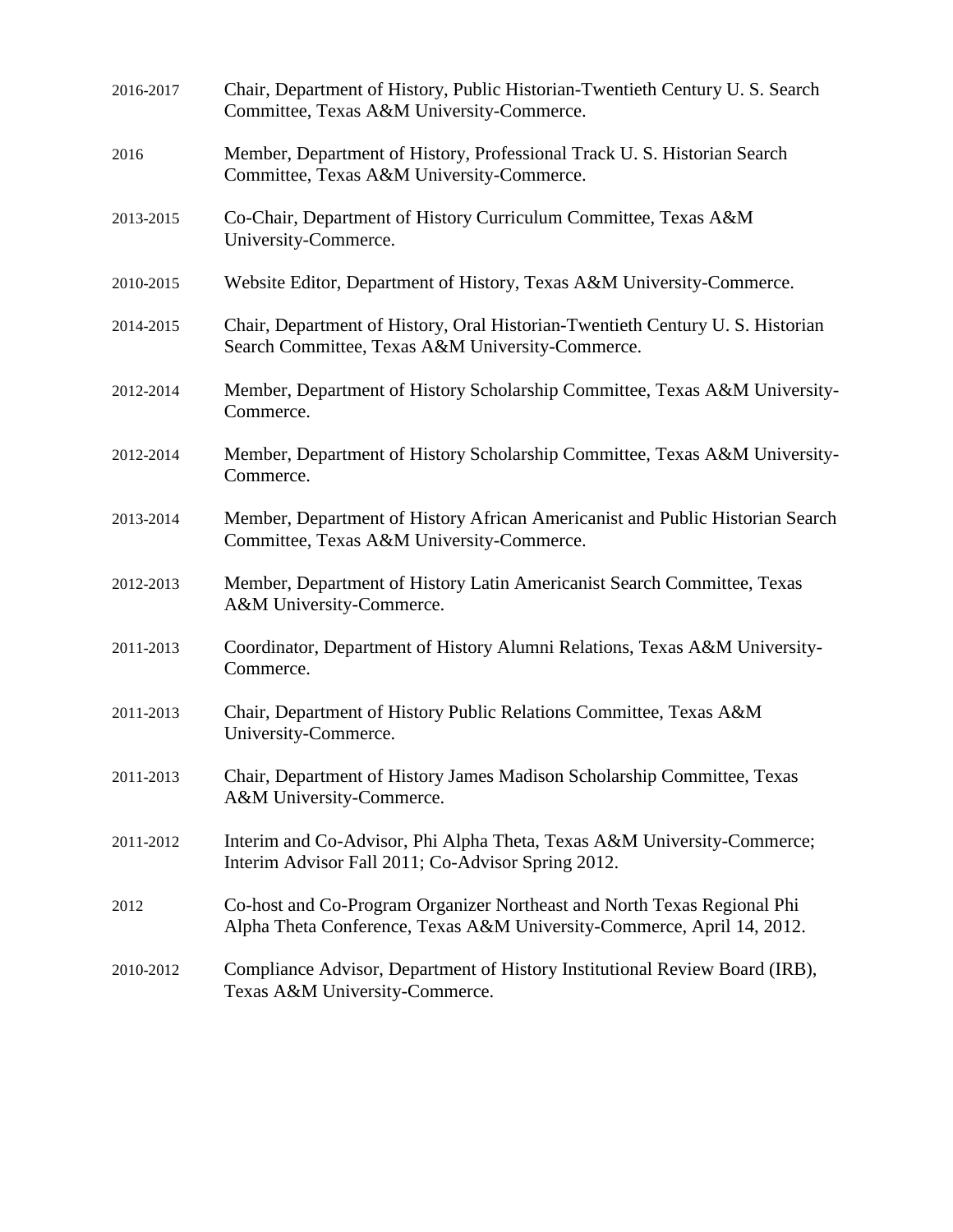2016-2017 Chair, Department of History, Public Historian-Twentieth Century U. S. Search Committee, Texas A&M University-Commerce.

2016 Member, Department of History, Professional Track U. S. Historian Search Committee, Texas A&M University-Commerce.

2013-2015 Co-Chair, Department of History Curriculum Committee, Texas A&M University-Commerce.

2010-2015 Website Editor, Department of History, Texas A&M University-Commerce.

2014-2015 Chair, Department of History, Oral Historian-Twentieth Century U. S. Historian Search Committee, Texas A&M University-Commerce.

2012-2014 Member, Department of History Scholarship Committee, Texas A&M University-Commerce.

2012-2014 Member, Department of History Scholarship Committee, Texas A&M University-Commerce.

2013-2014 Member, Department of History African Americanist and Public Historian Search Committee, Texas A&M University-Commerce.

2012-2013 Member, Department of History Latin Americanist Search Committee, Texas A&M University-Commerce.

2011-2013 Coordinator, Department of History Alumni Relations, Texas A&M University-Commerce.

2011-2013 Chair, Department of History Public Relations Committee, Texas A&M University-Commerce.

2011-2013 Chair, Department of History James Madison Scholarship Committee, Texas A&M University-Commerce.

2011-2012 Interim and Co-Advisor, Phi Alpha Theta, Texas A&M University-Commerce; Interim Advisor Fall 2011; Co-Advisor Spring 2012.

2012 Co-host and Co-Program Organizer Northeast and North Texas Regional Phi Alpha Theta Conference, Texas A&M University-Commerce, April 14, 2012.

2010-2012 Compliance Advisor, Department of History Institutional Review Board (IRB), Texas A&M University-Commerce.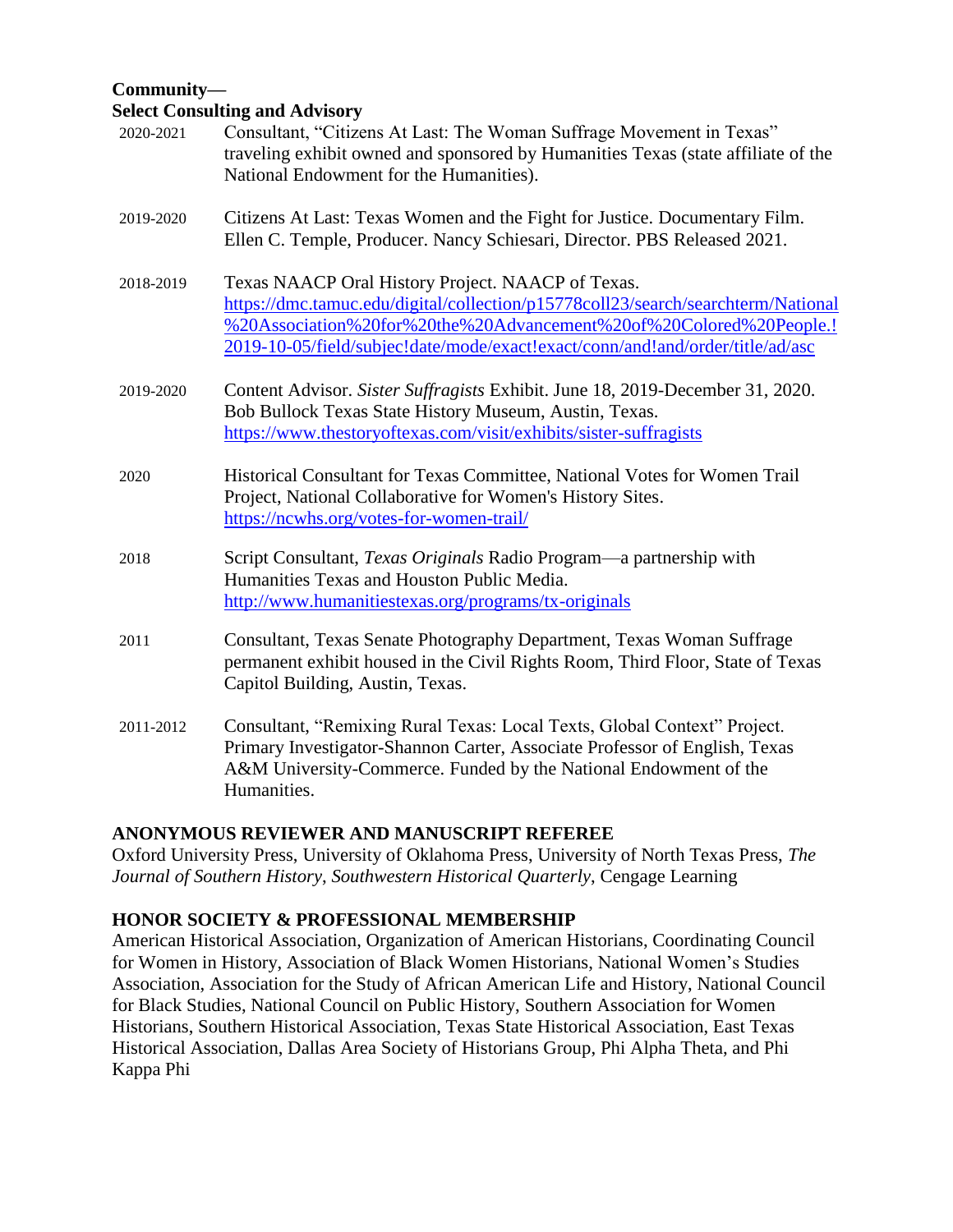**Community—**

**Select Consulting and Advisory**

2020-2021 Consultant, "Citizens At Last: The Woman Suffrage Movement in Texas" traveling exhibit owned and sponsored by Humanities Texas (state affiliate of the National Endowment for the Humanities).

2019-2020 Citizens At Last: Texas Women and the Fight for Justice. Documentary Film. Ellen C. Temple, Producer. Nancy Schiesari, Director. PBS Released 2021.

2018-2019 Texas NAACP Oral History Project. NAACP of Texas. https://dmc.tamuc.edu/digital/collection/p15778coll23/search/searchterm/National%20Association%20for%20the%20Advancement%20of%20Colored%20People.!2019-10-05/field/subjec!date/mode/exact!exact/conn/and!and/order/title/ad/asc

2019-2020 Content Advisor. *Sister Suffragists* Exhibit. June 18, 2019-December 31, 2020. Bob Bullock Texas State History Museum, Austin, Texas. https://www.thestoryoftexas.com/visit/exhibits/sister-suffragists

2020 Historical Consultant for Texas Committee, National Votes for Women Trail Project, National Collaborative for Women's History Sites. https://ncwhs.org/votes-for-women-trail/

2018 Script Consultant, *Texas Originals* Radio Program—a partnership with Humanities Texas and Houston Public Media. http://www.humanitiestexas.org/programs/tx-originals

2011 Consultant, Texas Senate Photography Department, Texas Woman Suffrage permanent exhibit housed in the Civil Rights Room, Third Floor, State of Texas Capitol Building, Austin, Texas.

2011-2012 Consultant, "Remixing Rural Texas: Local Texts, Global Context" Project. Primary Investigator-Shannon Carter, Associate Professor of English, Texas A&M University-Commerce. Funded by the National Endowment of the Humanities.

## ANONYMOUS REVIEWER AND MANUSCRIPT REFEREE

Oxford University Press, University of Oklahoma Press, University of North Texas Press, *The Journal of Southern History*, *Southwestern Historical Quarterly*, Cengage Learning

## HONOR SOCIETY & PROFESSIONAL MEMBERSHIP

American Historical Association, Organization of American Historians, Coordinating Council for Women in History, Association of Black Women Historians, National Women's Studies Association, Association for the Study of African American Life and History, National Council for Black Studies, National Council on Public History, Southern Association for Women Historians, Southern Historical Association, Texas State Historical Association, East Texas Historical Association, Dallas Area Society of Historians Group, Phi Alpha Theta, and Phi Kappa Phi